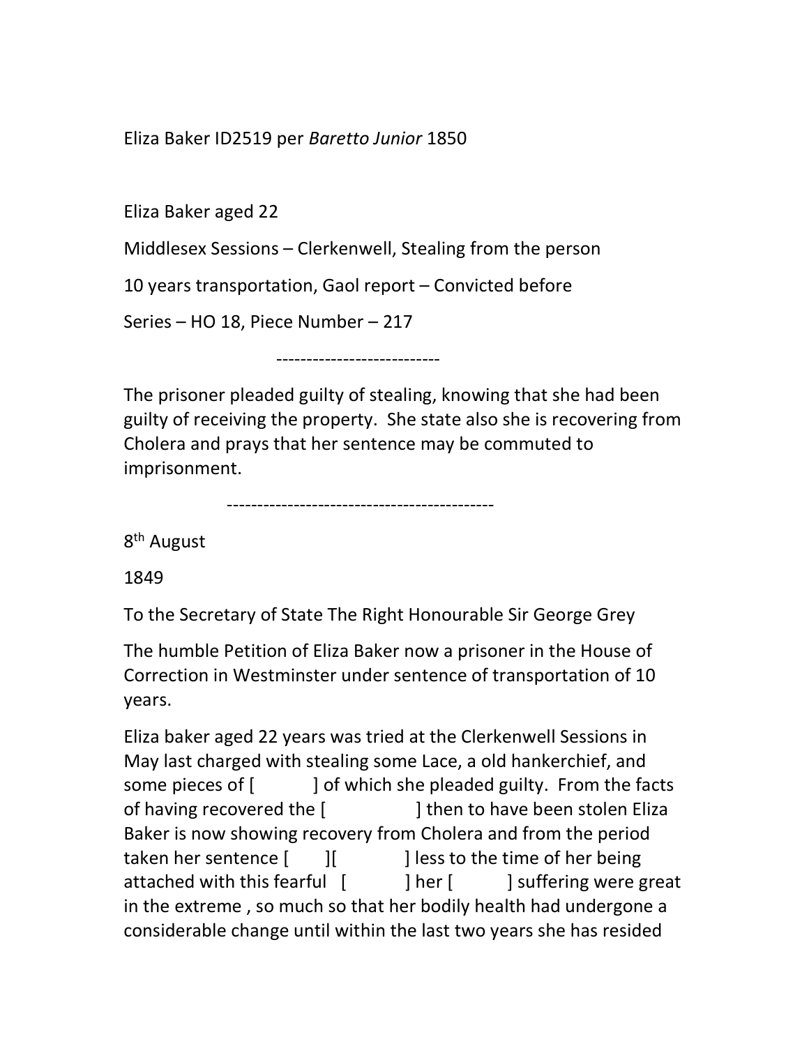Eliza Baker ID2519 per *Baretto Junior* 1850

Eliza Baker aged 22

Middlesex Sessions – Clerkenwell, Stealing from the person

10 years transportation, Gaol report – Convicted before

Series – HO 18, Piece Number – 217

---------------------------

The prisoner pleaded guilty of stealing, knowing that she had been guilty of receiving the property. She state also she is recovering from Cholera and prays that her sentence may be commuted to imprisonment.

--------------------------------------------

8th August

1849

To the Secretary of State The Right Honourable Sir George Grey

The humble Petition of Eliza Baker now a prisoner in the House of Correction in Westminster under sentence of transportation of 10 years.

Eliza baker aged 22 years was tried at the Clerkenwell Sessions in May last charged with stealing some Lace, a old hankerchief, and some pieces of [ ] of which she pleaded guilty. From the facts of having recovered the [ ] then to have been stolen Eliza Baker is now showing recovery from Cholera and from the period taken her sentence [ ][ ] less to the time of her being attached with this fearful [ ] her [ ] suffering were great in the extreme , so much so that her bodily health had undergone a considerable change until within the last two years she has resided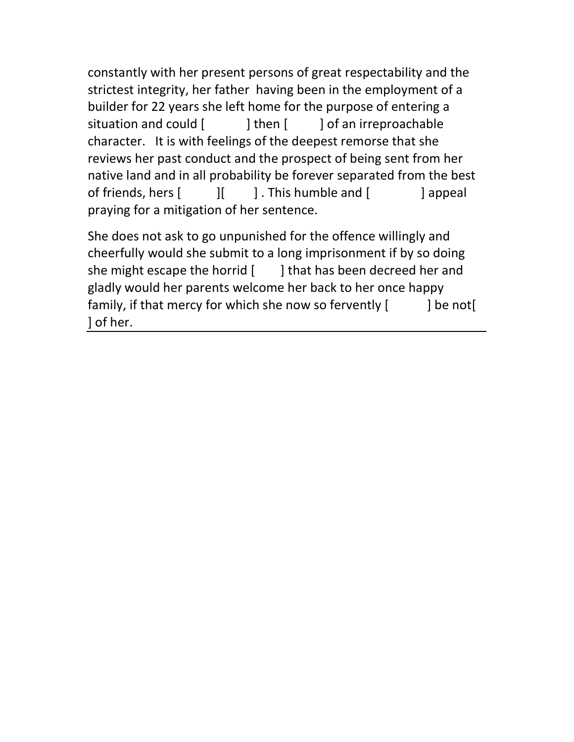constantly with her present persons of great respectability and the strictest integrity, her father having been in the employment of a builder for 22 years she left home for the purpose of entering a situation and could [ ] then [ ] of an irreproachable character. It is with feelings of the deepest remorse that she reviews her past conduct and the prospect of being sent from her native land and in all probability be forever separated from the best of friends, hers [ ][ ] . This humble and [ ] appeal praying for a mitigation of her sentence.

She does not ask to go unpunished for the offence willingly and cheerfully would she submit to a long imprisonment if by so doing she might escape the horrid [ ] that has been decreed her and gladly would her parents welcome her back to her once happy family, if that mercy for which she now so fervently [ ] be not[ ] of her.